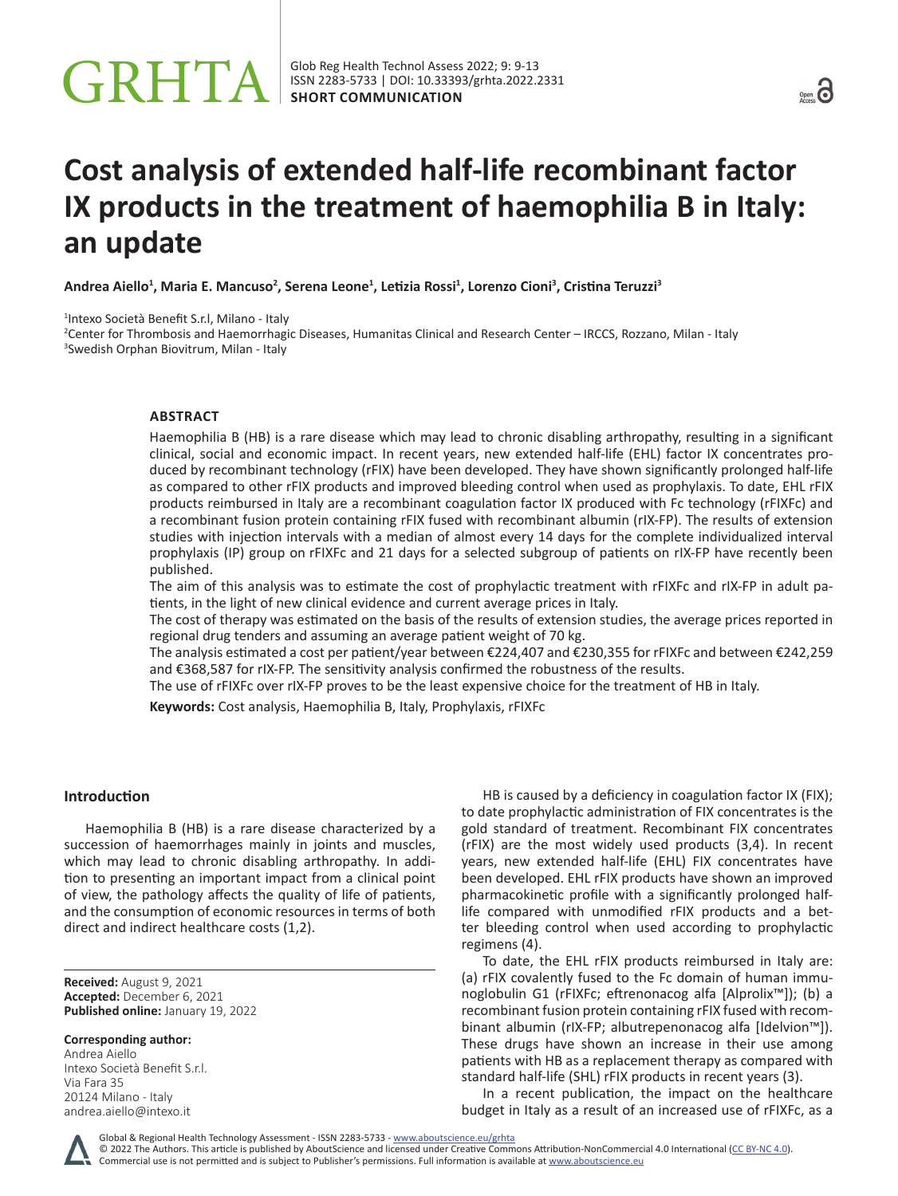# Cost analysis of extended half-life recombinant factor IX products in the treatment of haemophilia B in Italy: an update

**Andrea Aiello[1], Maria E. Mancuso[2], Serena Leone[1], Letizia Rossi[1], Lorenzo Cioni[3], Cristina Teruzzi[3]**

[1]Intexo Società Benefit S.r.l, Milano - Italy
[2]Center for Thrombosis and Haemorrhagic Diseases, Humanitas Clinical and Research Center – IRCCS, Rozzano, Milan - Italy
[3]Swedish Orphan Biovitrum, Milan - Italy

## ABSTRACT

Haemophilia B (HB) is a rare disease which may lead to chronic disabling arthropathy, resulting in a significant clinical, social and economic impact. In recent years, new extended half-life (EHL) factor IX concentrates produced by recombinant technology (rFIX) have been developed. They have shown significantly prolonged half-life as compared to other rFIX products and improved bleeding control when used as prophylaxis. To date, EHL rFIX products reimbursed in Italy are a recombinant coagulation factor IX produced with Fc technology (rFIXFc) and a recombinant fusion protein containing rFIX fused with recombinant albumin (rIX-FP). The results of extension studies with injection intervals with a median of almost every 14 days for the complete individualized interval prophylaxis (IP) group on rFIXFc and 21 days for a selected subgroup of patients on rIX-FP have recently been published.

The aim of this analysis was to estimate the cost of prophylactic treatment with rFIXFc and rIX-FP in adult patients, in the light of new clinical evidence and current average prices in Italy.

The cost of therapy was estimated on the basis of the results of extension studies, the average prices reported in regional drug tenders and assuming an average patient weight of 70 kg.

The analysis estimated a cost per patient/year between €224,407 and €230,355 for rFIXFc and between €242,259 and €368,587 for rIX-FP. The sensitivity analysis confirmed the robustness of the results.

The use of rFIXFc over rIX-FP proves to be the least expensive choice for the treatment of HB in Italy.

**Keywords:** Cost analysis, Haemophilia B, Italy, Prophylaxis, rFIXFc

## Introduction

Haemophilia B (HB) is a rare disease characterized by a succession of haemorrhages mainly in joints and muscles, which may lead to chronic disabling arthropathy. In addition to presenting an important impact from a clinical point of view, the pathology affects the quality of life of patients, and the consumption of economic resources in terms of both direct and indirect healthcare costs (1,2).

HB is caused by a deficiency in coagulation factor IX (FIX); to date prophylactic administration of FIX concentrates is the gold standard of treatment. Recombinant FIX concentrates (rFIX) are the most widely used products (3,4). In recent years, new extended half-life (EHL) FIX concentrates have been developed. EHL rFIX products have shown an improved pharmacokinetic profile with a significantly prolonged half-life compared with unmodified rFIX products and a better bleeding control when used according to prophylactic regimens (4).

To date, the EHL rFIX products reimbursed in Italy are: (a) rFIX covalently fused to the Fc domain of human immunoglobulin G1 (rFIXFc; eftrenonacog alfa [Alprolix™]); (b) a recombinant fusion protein containing rFIX fused with recombinant albumin (rIX-FP; albutrepenonacog alfa [Idelvion™]). These drugs have shown an increase in their use among patients with HB as a replacement therapy as compared with standard half-life (SHL) rFIX products in recent years (3).

In a recent publication, the impact on the healthcare budget in Italy as a result of an increased use of rFIXFc, as a

**Received:** August 9, 2021
**Accepted:** December 6, 2021
**Published online:** January 19, 2022

**Corresponding author:**
Andrea Aiello
Intexo Società Benefit S.r.l.
Via Fara 35
20124 Milano - Italy
andrea.aiello@intexo.it

Global & Regional Health Technology Assessment - ISSN 2283-5733 - www.aboutscience.eu/grhta
© 2022 The Authors. This article is published by AboutScience and licensed under Creative Commons Attribution-NonCommercial 4.0 International (CC BY-NC 4.0).
Commercial use is not permitted and is subject to Publisher's permissions. Full information is available at www.aboutscience.eu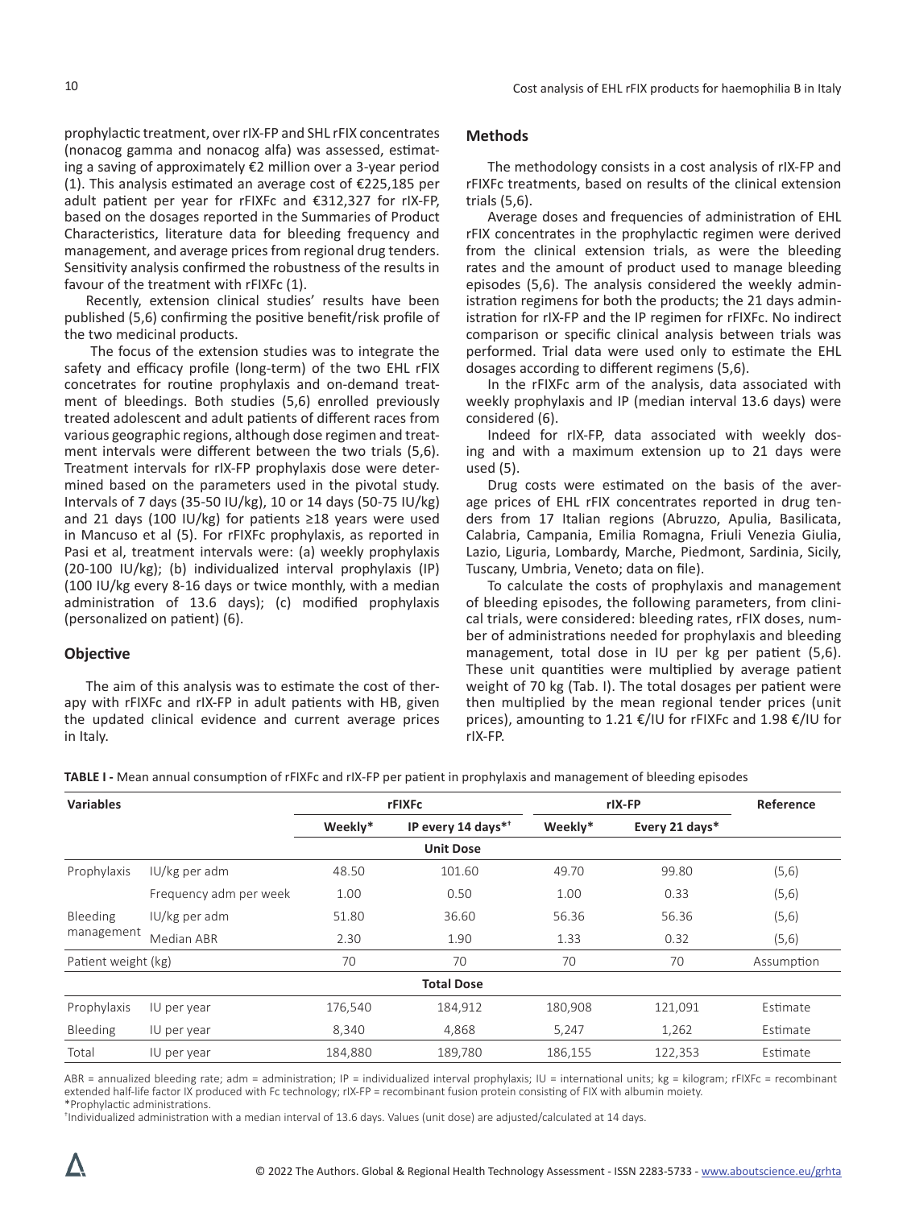prophylactic treatment, over rIX-FP and SHL rFIX concentrates (nonacog gamma and nonacog alfa) was assessed, estimating a saving of approximately €2 million over a 3-year period (1). This analysis estimated an average cost of €225,185 per adult patient per year for rFIXFc and €312,327 for rIX-FP, based on the dosages reported in the Summaries of Product Characteristics, literature data for bleeding frequency and management, and average prices from regional drug tenders. Sensitivity analysis confirmed the robustness of the results in favour of the treatment with rFIXFc (1).

Recently, extension clinical studies' results have been published (5,6) confirming the positive benefit/risk profile of the two medicinal products.

The focus of the extension studies was to integrate the safety and efficacy profile (long-term) of the two EHL rFIX concetrates for routine prophylaxis and on-demand treatment of bleedings. Both studies (5,6) enrolled previously treated adolescent and adult patients of different races from various geographic regions, although dose regimen and treatment intervals were different between the two trials (5,6). Treatment intervals for rIX-FP prophylaxis dose were determined based on the parameters used in the pivotal study. Intervals of 7 days (35-50 IU/kg), 10 or 14 days (50-75 IU/kg) and 21 days (100 IU/kg) for patients ≥18 years were used in Mancuso et al (5). For rFIXFc prophylaxis, as reported in Pasi et al, treatment intervals were: (a) weekly prophylaxis (20-100 IU/kg); (b) individualized interval prophylaxis (IP) (100 IU/kg every 8-16 days or twice monthly, with a median administration of 13.6 days); (c) modified prophylaxis (personalized on patient) (6).

## Objective

The aim of this analysis was to estimate the cost of therapy with rFIXFc and rIX-FP in adult patients with HB, given the updated clinical evidence and current average prices in Italy.

## Methods

The methodology consists in a cost analysis of rIX-FP and rFIXFc treatments, based on results of the clinical extension trials (5,6).

Average doses and frequencies of administration of EHL rFIX concentrates in the prophylactic regimen were derived from the clinical extension trials, as were the bleeding rates and the amount of product used to manage bleeding episodes (5,6). The analysis considered the weekly administration regimen for both the products; the 21 days administration for rIX-FP and the IP regimen for rFIXFc. No indirect comparison or specific clinical analysis between trials was performed. Trial data were used only to estimate the EHL dosages according to different regimens (5,6).

In the rFIXFc arm of the analysis, data associated with weekly prophylaxis and IP (median interval 13.6 days) were considered (6).

Indeed for rIX-FP, data associated with weekly dosing and with a maximum extension up to 21 days were used (5).

Drug costs were estimated on the basis of the average prices of EHL rFIX concentrates reported in drug tenders from 17 Italian regions (Abruzzo, Apulia, Basilicata, Calabria, Campania, Emilia Romagna, Friuli Venezia Giulia, Lazio, Liguria, Lombardy, Marche, Piedmont, Sardinia, Sicily, Tuscany, Umbria, Veneto; data on file).

To calculate the costs of prophylaxis and management of bleeding episodes, the following parameters, from clinical trials, were considered: bleeding rates, rFIX doses, number of administrations needed for prophylaxis and bleeding management, total dose in IU per kg per patient (5,6). These unit quantities were multiplied by average patient weight of 70 kg (Tab. I). The total dosages per patient were then multiplied by the mean regional tender prices (unit prices), amounting to 1.21 €/IU for rFIXFc and 1.98 €/IU for rIX-FP.

**TABLE I -** Mean annual consumption of rFIXFc and rIX-FP per patient in prophylaxis and management of bleeding episodes

| Variables | | rFIXFc | | rIX-FP | | Reference |
|---|---|---|---|---|---|---|
| | | Weekly* | IP every 14 days*† | Weekly* | Every 21 days* | |
| **Unit Dose** | | | | | | |
| Prophylaxis | IU/kg per adm | 48.50 | 101.60 | 49.70 | 99.80 | (5,6) |
| | Frequency adm per week | 1.00 | 0.50 | 1.00 | 0.33 | (5,6) |
| Bleeding management | IU/kg per adm | 51.80 | 36.60 | 56.36 | 56.36 | (5,6) |
| | Median ABR | 2.30 | 1.90 | 1.33 | 0.32 | (5,6) |
| Patient weight (kg) | | 70 | 70 | 70 | 70 | Assumption |
| **Total Dose** | | | | | | |
| Prophylaxis | IU per year | 176,540 | 184,912 | 180,908 | 121,091 | Estimate |
| Bleeding | IU per year | 8,340 | 4,868 | 5,247 | 1,262 | Estimate |
| Total | IU per year | 184,880 | 189,780 | 186,155 | 122,353 | Estimate |

ABR = annualized bleeding rate; adm = administration; IP = individualized interval prophylaxis; IU = international units; kg = kilogram; rFIXFc = recombinant extended half-life factor IX produced with Fc technology; rIX-FP = recombinant fusion protein consisting of FIX with albumin moiety.
*Prophylactic administrations.
†Individualized administration with a median interval of 13.6 days. Values (unit dose) are adjusted/calculated at 14 days.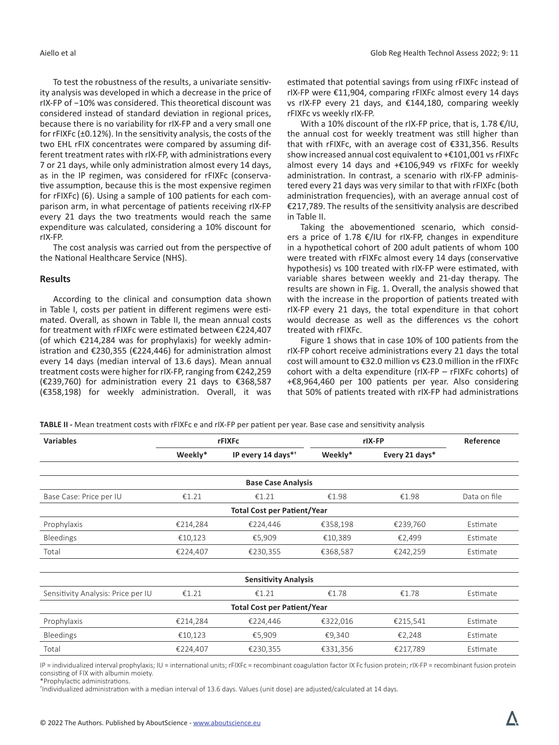To test the robustness of the results, a univariate sensitivity analysis was developed in which a decrease in the price of rIX-FP of −10% was considered. This theoretical discount was considered instead of standard deviation in regional prices, because there is no variability for rIX-FP and a very small one for rFIXFc (±0.12%). In the sensitivity analysis, the costs of the two EHL rFIX concentrates were compared by assuming different treatment rates with rIX-FP, with administrations every 7 or 21 days, while only administration almost every 14 days, as in the IP regimen, was considered for rFIXFc (conservative assumption, because this is the most expensive regimen for rFIXFc) (6). Using a sample of 100 patients for each comparison arm, in what percentage of patients receiving rIX-FP every 21 days the two treatments would reach the same expenditure was calculated, considering a 10% discount for rIX-FP.

The cost analysis was carried out from the perspective of the National Healthcare Service (NHS).

## Results

According to the clinical and consumption data shown in Table I, costs per patient in different regimens were estimated. Overall, as shown in Table II, the mean annual costs for treatment with rFIXFc were estimated between €224,407 (of which €214,284 was for prophylaxis) for weekly administration and €230,355 (€224,446) for administration almost every 14 days (median interval of 13.6 days). Mean annual treatment costs were higher for rIX-FP, ranging from €242,259 (€239,760) for administration every 21 days to €368,587 (€358,198) for weekly administration. Overall, it was estimated that potential savings from using rFIXFc instead of rIX-FP were €11,904, comparing rFIXFc almost every 14 days vs rIX-FP every 21 days, and €144,180, comparing weekly rFIXFc vs weekly rIX-FP.

With a 10% discount of the rIX-FP price, that is, 1.78 €/IU, the annual cost for weekly treatment was still higher than that with rFIXFc, with an average cost of €331,356. Results show increased annual cost equivalent to +€101,001 vs rFIXFc almost every 14 days and +€106,949 vs rFIXFc for weekly administration. In contrast, a scenario with rIX-FP administered every 21 days was very similar to that with rFIXFc (both administration frequencies), with an average annual cost of €217,789. The results of the sensitivity analysis are described in Table II.

Taking the abovementioned scenario, which considers a price of 1.78 €/IU for rIX-FP, changes in expenditure in a hypothetical cohort of 200 adult patients of whom 100 were treated with rFIXFc almost every 14 days (conservative hypothesis) vs 100 treated with rIX-FP were estimated, with variable shares between weekly and 21-day therapy. The results are shown in Fig. 1. Overall, the analysis showed that with the increase in the proportion of patients treated with rIX-FP every 21 days, the total expenditure in that cohort would decrease as well as the differences vs the cohort treated with rFIXFc.

Figure 1 shows that in case 10% of 100 patients from the rIX-FP cohort receive administrations every 21 days the total cost will amount to €32.0 million vs €23.0 million in the rFIXFc cohort with a delta expenditure (rIX-FP – rFIXFc cohorts) of +€8,964,460 per 100 patients per year. Also considering that 50% of patients treated with rIX-FP had administrations

**TABLE II -** Mean treatment costs with rFIXFc e and rIX-FP per patient per year. Base case and sensitivity analysis

| Variables | rFIXFc | | rIX-FP | | Reference |
|---|---|---|---|---|---|
| | Weekly* | IP every 14 days*[†] | Weekly* | Every 21 days* | |
| **Base Case Analysis** | | | | | |
| Base Case: Price per IU | €1.21 | €1.21 | €1.98 | €1.98 | Data on file |
| **Total Cost per Patient/Year** | | | | | |
| Prophylaxis | €214,284 | €224,446 | €358,198 | €239,760 | Estimate |
| Bleedings | €10,123 | €5,909 | €10,389 | €2,499 | Estimate |
| Total | €224,407 | €230,355 | €368,587 | €242,259 | Estimate |
| **Sensitivity Analysis** | | | | | |
| Sensitivity Analysis: Price per IU | €1.21 | €1.21 | €1.78 | €1.78 | Estimate |
| **Total Cost per Patient/Year** | | | | | |
| Prophylaxis | €214,284 | €224,446 | €322,016 | €215,541 | Estimate |
| Bleedings | €10,123 | €5,909 | €9,340 | €2,248 | Estimate |
| Total | €224,407 | €230,355 | €331,356 | €217,789 | Estimate |

IP = individualized interval prophylaxis; IU = international units; rFIXFc = recombinant coagulation factor IX Fc fusion protein; rIX-FP = recombinant fusion protein consisting of FIX with albumin moiety.
*Prophylactic administrations.
[†]Individualized administration with a median interval of 13.6 days. Values (unit dose) are adjusted/calculated at 14 days.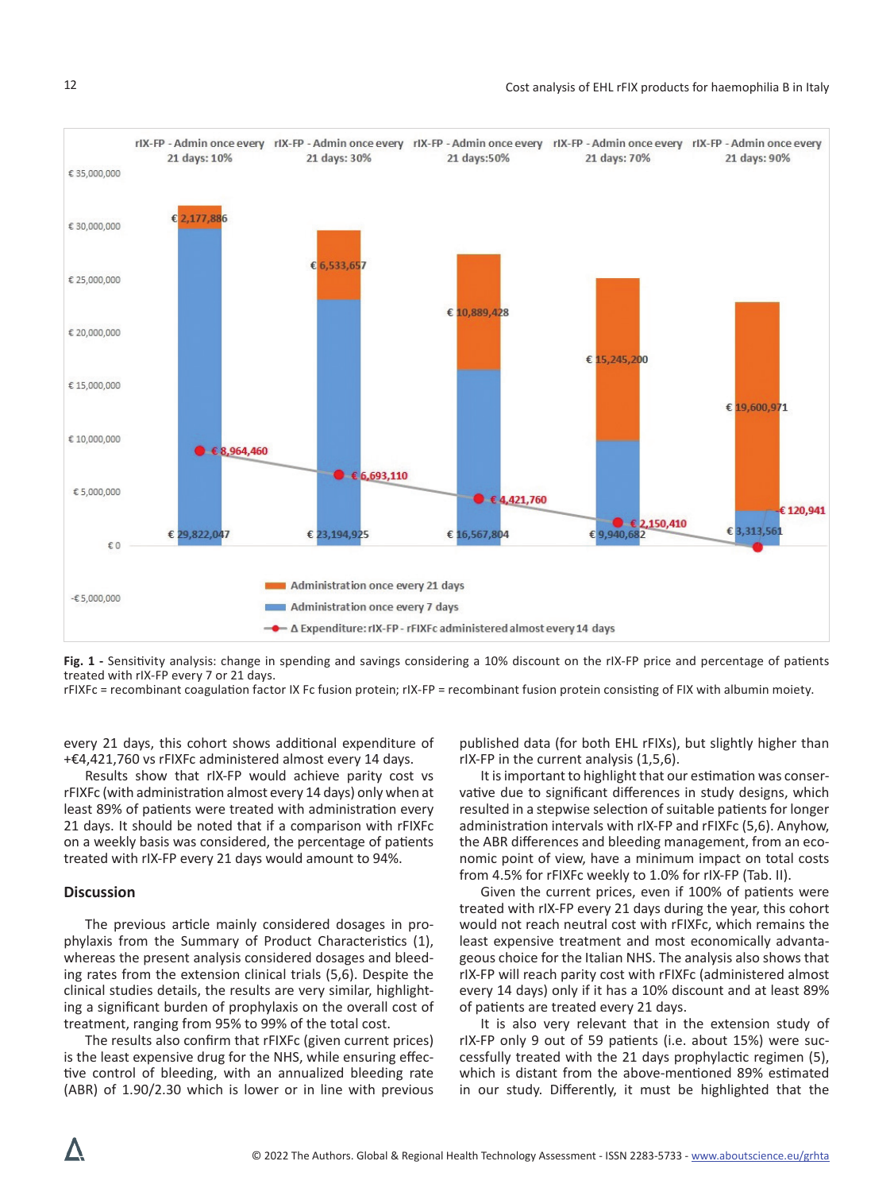Fig. 1 - Sensitivity analysis: change in spending and savings considering a 10% discount on the rIX-FP price and percentage of patients treated with rIX-FP every 7 or 21 days.

rFIXFc = recombinant coagulation factor IX Fc fusion protein; rIX-FP = recombinant fusion protein consisting of FIX with albumin moiety.

every 21 days, this cohort shows additional expenditure of +€4,421,760 vs rFIXFc administered almost every 14 days.

Results show that rIX-FP would achieve parity cost vs rFIXFc (with administration almost every 14 days) only when at least 89% of patients were treated with administration every 21 days. It should be noted that if a comparison with rFIXFc on a weekly basis was considered, the percentage of patients treated with rIX-FP every 21 days would amount to 94%.

## Discussion

The previous article mainly considered dosages in prophylaxis from the Summary of Product Characteristics (1), whereas the present analysis considered dosages and bleeding rates from the extension clinical trials (5,6). Despite the clinical studies details, the results are very similar, highlighting a significant burden of prophylaxis on the overall cost of treatment, ranging from 95% to 99% of the total cost.

The results also confirm that rFIXFc (given current prices) is the least expensive drug for the NHS, while ensuring effective control of bleeding, with an annualized bleeding rate (ABR) of 1.90/2.30 which is lower or in line with previous published data (for both EHL rFIXs), but slightly higher than rIX-FP in the current analysis (1,5,6).

It is important to highlight that our estimation was conservative due to significant differences in study designs, which resulted in a stepwise selection of suitable patients for longer administration intervals with rIX-FP and rFIXFc (5,6). Anyhow, the ABR differences and bleeding management, from an economic point of view, have a minimum impact on total costs from 4.5% for rFIXFc weekly to 1.0% for rIX-FP (Tab. II).

Given the current prices, even if 100% of patients were treated with rIX-FP every 21 days during the year, this cohort would not reach neutral cost with rFIXFc, which remains the least expensive treatment and most economically advantageous choice for the Italian NHS. The analysis also shows that rIX-FP will reach parity cost with rFIXFc (administered almost every 14 days) only if it has a 10% discount and at least 89% of patients are treated every 21 days.

It is also very relevant that in the extension study of rIX-FP only 9 out of 59 patients (i.e. about 15%) were successfully treated with the 21 days prophylactic regimen (5), which is distant from the above-mentioned 89% estimated in our study. Differently, it must be highlighted that the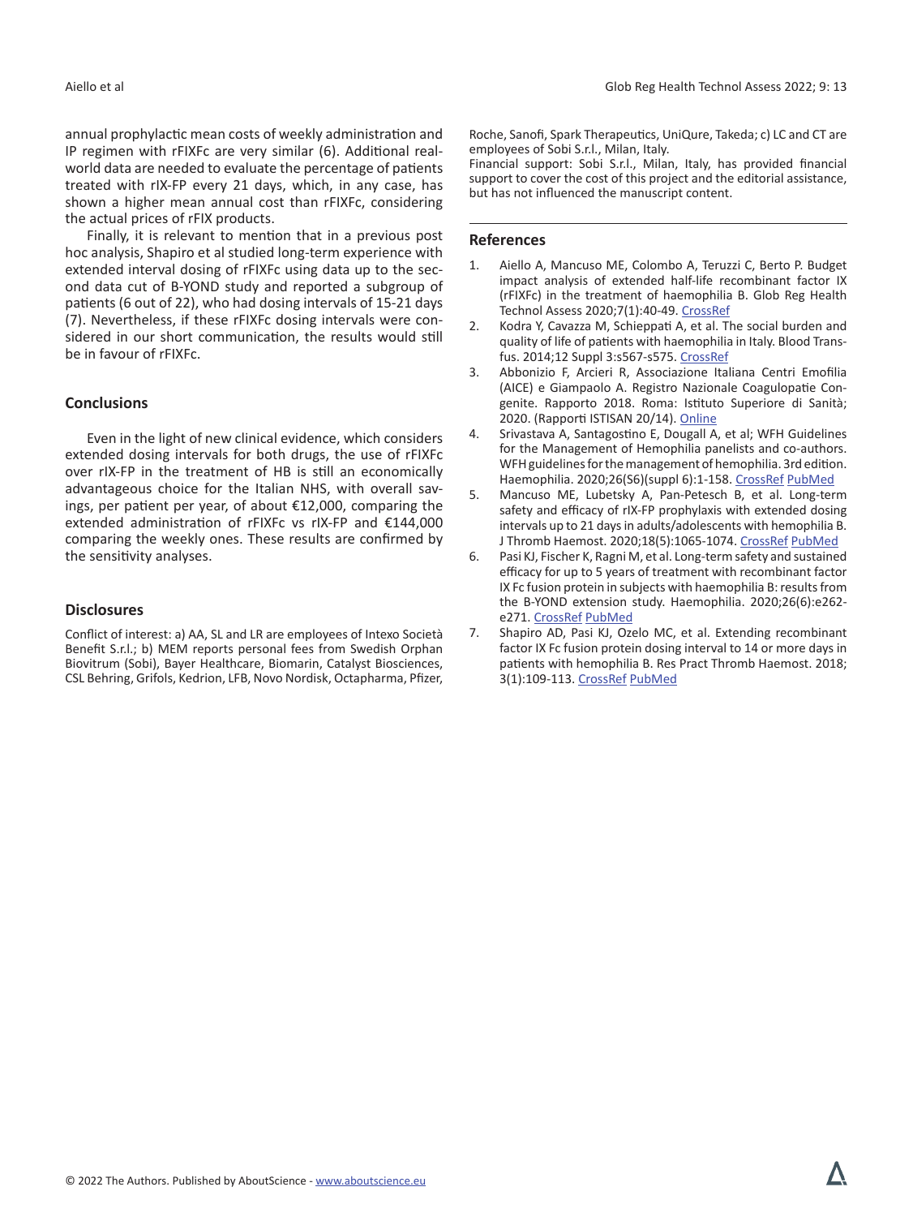annual prophylactic mean costs of weekly administration and IP regimen with rFIXFc are very similar (6). Additional real-world data are needed to evaluate the percentage of patients treated with rIX-FP every 21 days, which, in any case, has shown a higher mean annual cost than rFIXFc, considering the actual prices of rFIX products.

Finally, it is relevant to mention that in a previous post hoc analysis, Shapiro et al studied long-term experience with extended interval dosing of rFIXFc using data up to the second data cut of B-YOND study and reported a subgroup of patients (6 out of 22), who had dosing intervals of 15-21 days (7). Nevertheless, if these rFIXFc dosing intervals were considered in our short communication, the results would still be in favour of rFIXFc.

## Conclusions

Even in the light of new clinical evidence, which considers extended dosing intervals for both drugs, the use of rFIXFc over rIX-FP in the treatment of HB is still an economically advantageous choice for the Italian NHS, with overall savings, per patient per year, of about €12,000, comparing the extended administration of rFIXFc vs rIX-FP and €144,000 comparing the weekly ones. These results are confirmed by the sensitivity analyses.

## Disclosures

Conflict of interest: a) AA, SL and LR are employees of Intexo Società Benefit S.r.l.; b) MEM reports personal fees from Swedish Orphan Biovitrum (Sobi), Bayer Healthcare, Biomarin, Catalyst Biosciences, CSL Behring, Grifols, Kedrion, LFB, Novo Nordisk, Octapharma, Pfizer, Roche, Sanofi, Spark Therapeutics, UniQure, Takeda; c) LC and CT are employees of Sobi S.r.l., Milan, Italy.

Financial support: Sobi S.r.l., Milan, Italy, has provided financial support to cover the cost of this project and the editorial assistance, but has not influenced the manuscript content.

## References

1. Aiello A, Mancuso ME, Colombo A, Teruzzi C, Berto P. Budget impact analysis of extended half-life recombinant factor IX (rFIXFc) in the treatment of haemophilia B. Glob Reg Health Technol Assess 2020;7(1):40-49. CrossRef
2. Kodra Y, Cavazza M, Schieppati A, et al. The social burden and quality of life of patients with haemophilia in Italy. Blood Transfus. 2014;12 Suppl 3:s567-s575. CrossRef
3. Abbonizio F, Arcieri R, Associazione Italiana Centri Emofilia (AICE) e Giampaolo A. Registro Nazionale Coagulopatie Congenite. Rapporto 2018. Roma: Istituto Superiore di Sanità; 2020. (Rapporti ISTISAN 20/14). Online
4. Srivastava A, Santagostino E, Dougall A, et al; WFH Guidelines for the Management of Hemophilia panelists and co-authors. WFH guidelines for the management of hemophilia. 3rd edition. Haemophilia. 2020;26(S6)(suppl 6):1-158. CrossRef PubMed
5. Mancuso ME, Lubetsky A, Pan-Petesch B, et al. Long-term safety and efficacy of rIX-FP prophylaxis with extended dosing intervals up to 21 days in adults/adolescents with hemophilia B. J Thromb Haemost. 2020;18(5):1065-1074. CrossRef PubMed
6. Pasi KJ, Fischer K, Ragni M, et al. Long-term safety and sustained efficacy for up to 5 years of treatment with recombinant factor IX Fc fusion protein in subjects with haemophilia B: results from the B-YOND extension study. Haemophilia. 2020;26(6):e262-e271. CrossRef PubMed
7. Shapiro AD, Pasi KJ, Ozelo MC, et al. Extending recombinant factor IX Fc fusion protein dosing interval to 14 or more days in patients with hemophilia B. Res Pract Thromb Haemost. 2018; 3(1):109-113. CrossRef PubMed